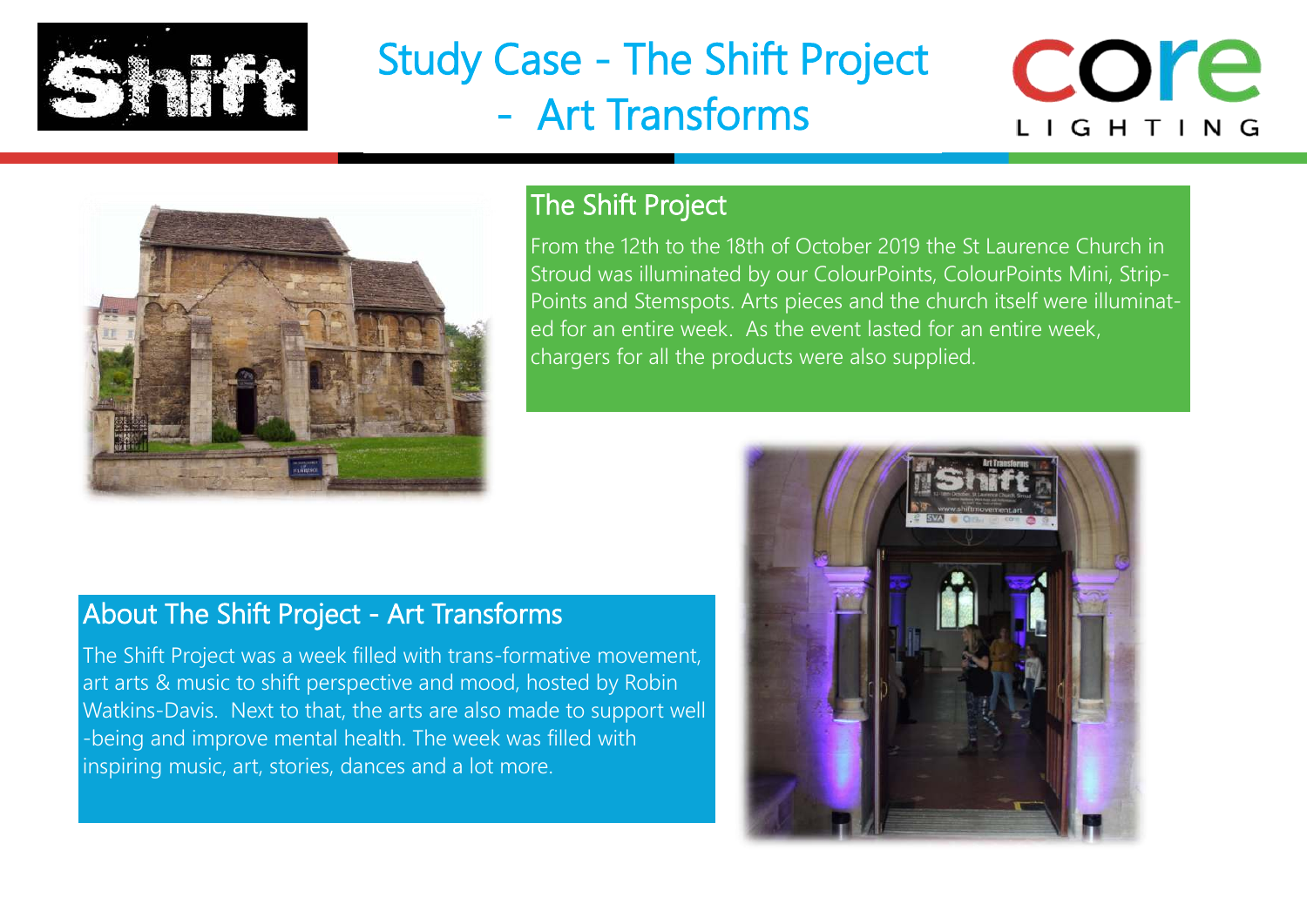# Study Case - The Shift Project - Art Transforms

## The Shift Project

From the 12th to the 18th of October 2019 the St Laurence Church in Stroud was illuminated by our ColourPoints, ColourPoints Mini, Strip-Points and Stemspots. Arts pieces and the church itself were illuminated for an entire week. As the event lasted for an entire week, chargers for all the products were also supplied.

## About The Shift Project - Art Transforms

The Shift Project was a week filled with trans-formative movement, art arts & music to shift perspective and mood, hosted by Robin Watkins-Davis. Next to that, the arts are also made to support well-being and improve mental health. The week was filled with inspiring music, art, stories, dances and a lot more.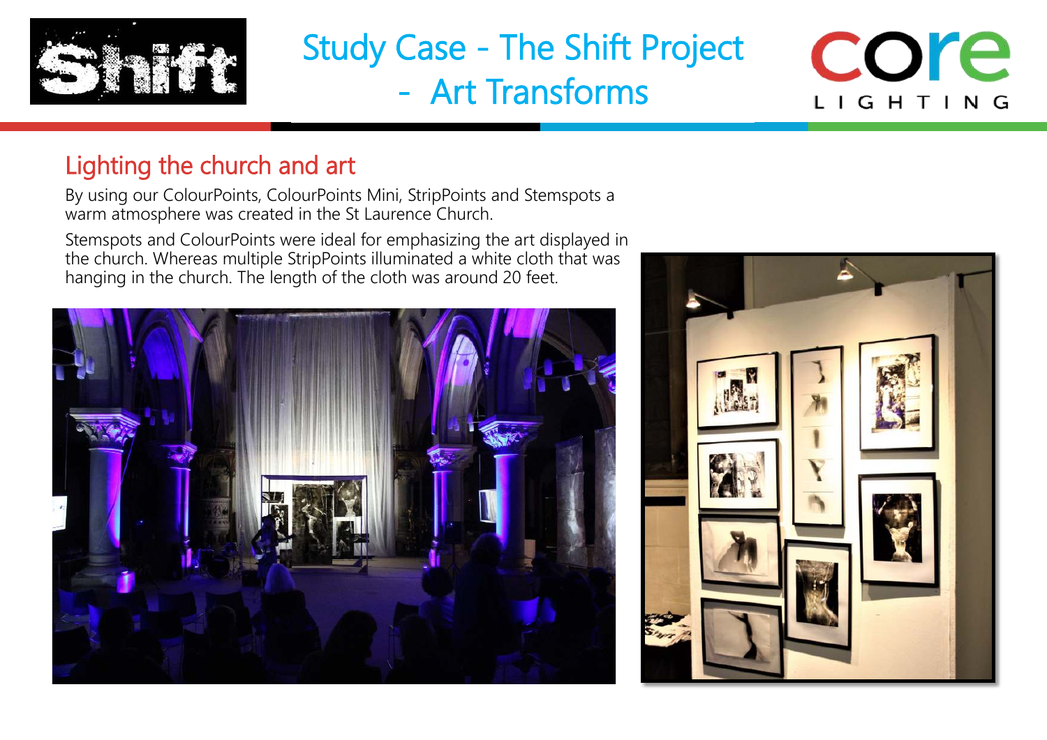# Study Case - The Shift Project - Art Transforms

## Lighting the church and art

By using our ColourPoints, ColourPoints Mini, StripPoints and Stemspots a warm atmosphere was created in the St Laurence Church.

Stemspots and ColourPoints were ideal for emphasizing the art displayed in the church. Whereas multiple StripPoints illuminated a white cloth that was hanging in the church. The length of the cloth was around 20 feet.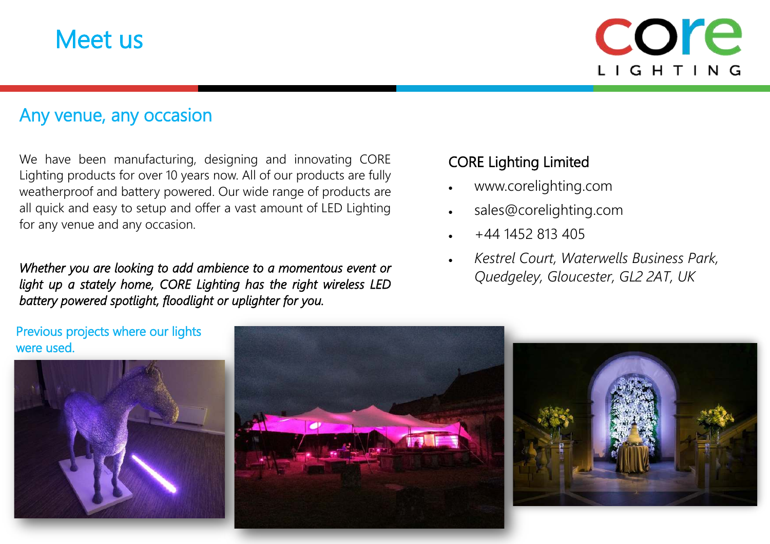# Meet us

## Any venue, any occasion

We have been manufacturing, designing and innovating CORE Lighting products for over 10 years now. All of our products are fully weatherproof and battery powered. Our wide range of products are all quick and easy to setup and offer a vast amount of LED Lighting for any venue and any occasion.

*Whether you are looking to add ambience to a momentous event or light up a stately home, CORE Lighting has the right wireless LED battery powered spotlight, floodlight or uplighter for you.*

### CORE Lighting Limited

- www.corelighting.com
- sales@corelighting.com
- +44 1452 813 405
- *Kestrel Court, Waterwells Business Park, Quedgeley, Gloucester, GL2 2AT, UK*

Previous projects where our lights were used.